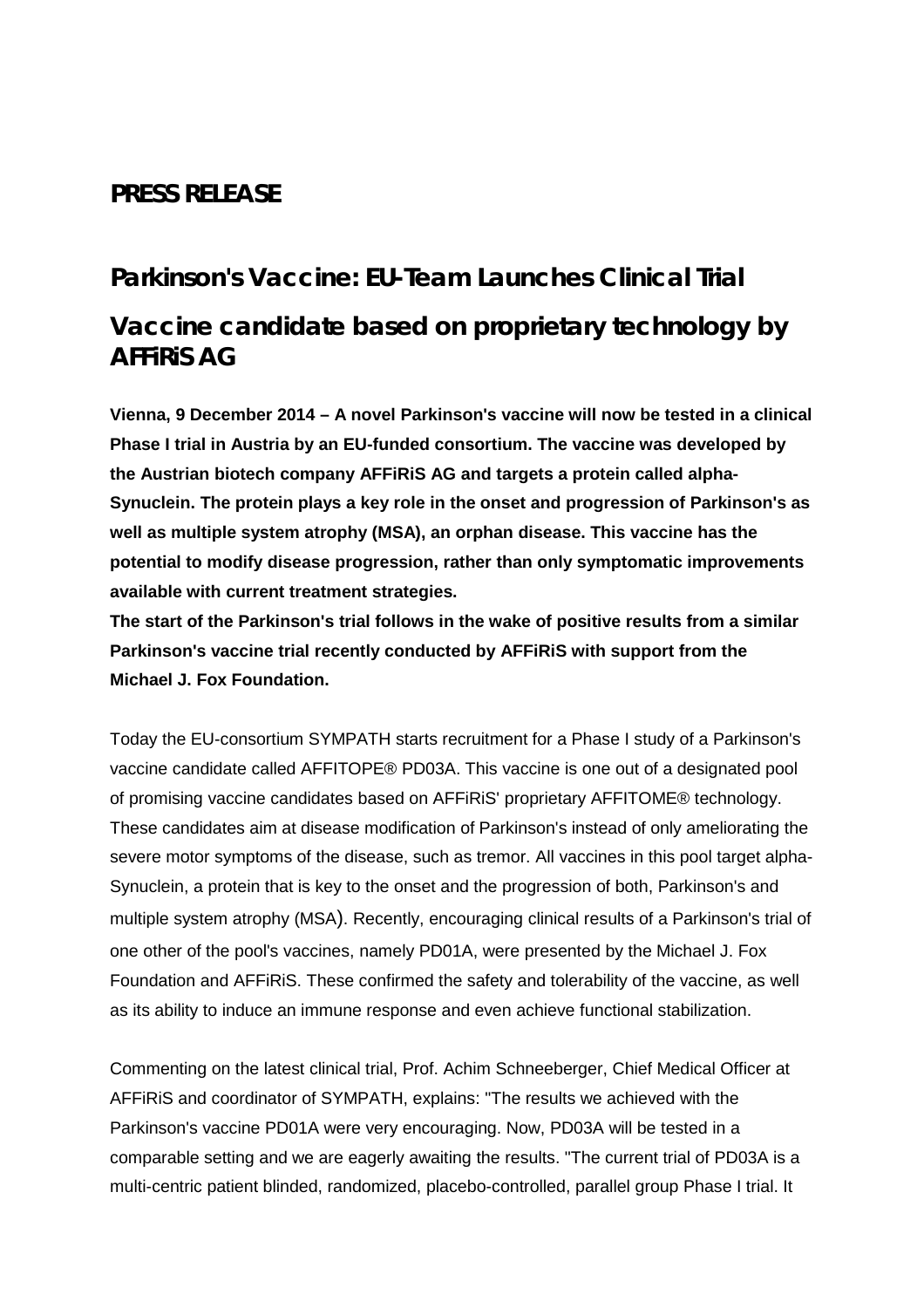**PRESS RELEASE**

# Parkinson's Vaccine: EU-Team Launches Clinical Trial

## Vaccine candidate based on proprietary technology by AFFiRiS AG

**Vienna, 9 December 2014 – A novel Parkinson's vaccine will now be tested in a clinical Phase I trial in Austria by an EU-funded consortium. The vaccine was developed by the Austrian biotech company AFFiRiS AG and targets a protein called alpha-Synuclein. The protein plays a key role in the onset and progression of Parkinson's as well as multiple system atrophy (MSA), an orphan disease. This vaccine has the potential to modify disease progression, rather than only symptomatic improvements available with current treatment strategies.**

**The start of the Parkinson's trial follows in the wake of positive results from a similar Parkinson's vaccine trial recently conducted by AFFiRiS with support from the Michael J. Fox Foundation.**

Today the EU-consortium SYMPATH starts recruitment for a Phase I study of a Parkinson's vaccine candidate called AFFITOPE® PD03A. This vaccine is one out of a designated pool of promising vaccine candidates based on AFFiRiS' proprietary AFFITOME® technology. These candidates aim at disease modification of Parkinson's instead of only ameliorating the severe motor symptoms of the disease, such as tremor. All vaccines in this pool target alpha-Synuclein, a protein that is key to the onset and the progression of both, Parkinson's and multiple system atrophy (MSA). Recently, encouraging clinical results of a Parkinson's trial of one other of the pool's vaccines, namely PD01A, were presented by the Michael J. Fox Foundation and AFFiRiS. These confirmed the safety and tolerability of the vaccine, as well as its ability to induce an immune response and even achieve functional stabilization.

Commenting on the latest clinical trial, Prof. Achim Schneeberger, Chief Medical Officer at AFFiRiS and coordinator of SYMPATH, explains: "The results we achieved with the Parkinson's vaccine PD01A were very encouraging. Now, PD03A will be tested in a comparable setting and we are eagerly awaiting the results. "The current trial of PD03A is a multi-centric patient blinded, randomized, placebo-controlled, parallel group Phase I trial. It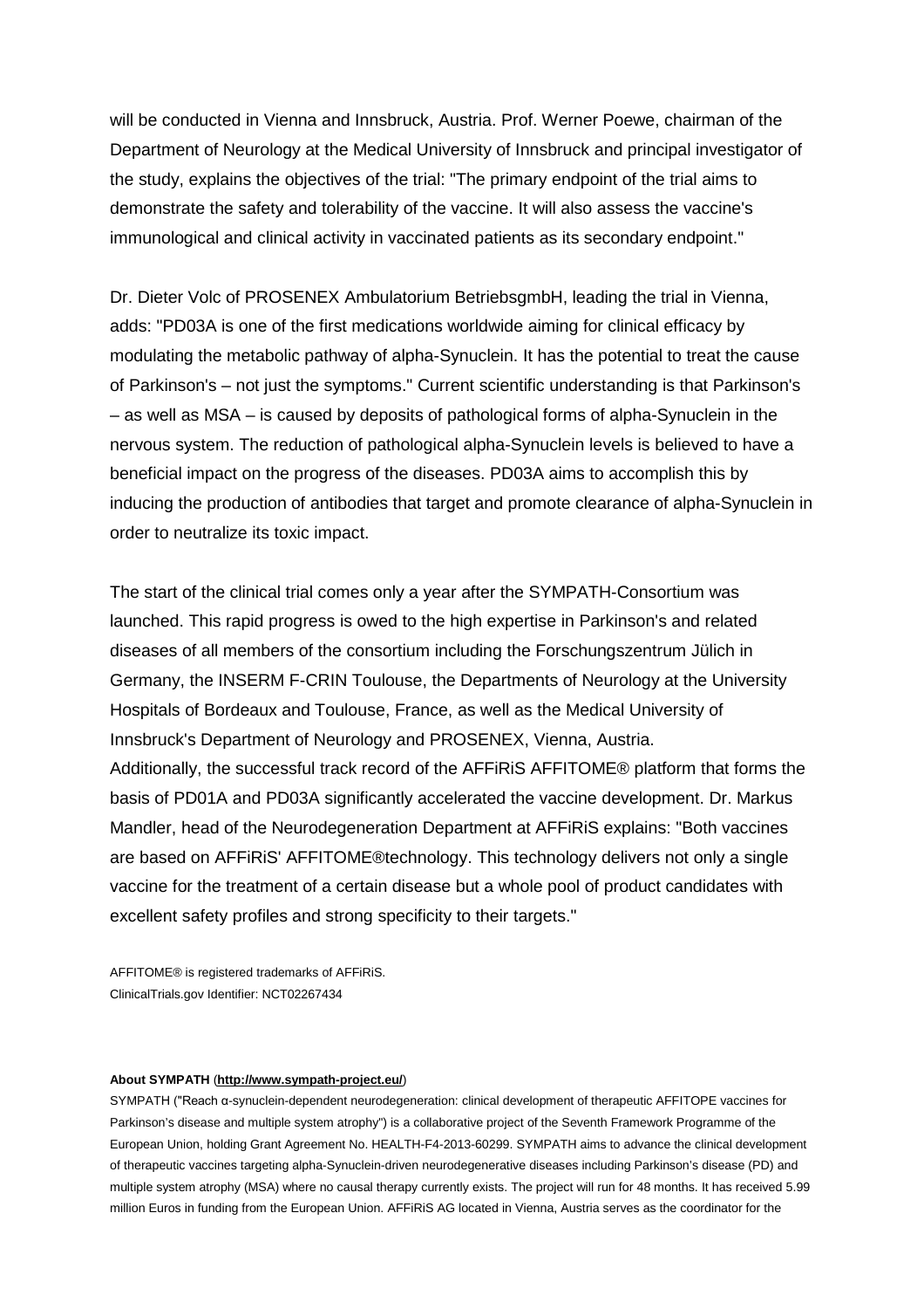will be conducted in Vienna and Innsbruck, Austria. Prof. Werner Poewe, chairman of the Department of Neurology at the Medical University of Innsbruck and principal investigator of the study, explains the objectives of the trial: "The primary endpoint of the trial aims to demonstrate the safety and tolerability of the vaccine. It will also assess the vaccine's immunological and clinical activity in vaccinated patients as its secondary endpoint."

Dr. Dieter Volc of PROSENEX Ambulatorium BetriebsgmbH, leading the trial in Vienna, adds: "PD03A is one of the first medications worldwide aiming for clinical efficacy by modulating the metabolic pathway of alpha-Synuclein. It has the potential to treat the cause of Parkinson's – not just the symptoms." Current scientific understanding is that Parkinson's – as well as MSA – is caused by deposits of pathological forms of alpha-Synuclein in the nervous system. The reduction of pathological alpha-Synuclein levels is believed to have a beneficial impact on the progress of the diseases. PD03A aims to accomplish this by inducing the production of antibodies that target and promote clearance of alpha-Synuclein in order to neutralize its toxic impact.

The start of the clinical trial comes only a year after the SYMPATH-Consortium was launched. This rapid progress is owed to the high expertise in Parkinson's and related diseases of all members of the consortium including the Forschungszentrum Jülich in Germany, the INSERM F-CRIN Toulouse, the Departments of Neurology at the University Hospitals of Bordeaux and Toulouse, France, as well as the Medical University of Innsbruck's Department of Neurology and PROSENEX, Vienna, Austria.
Additionally, the successful track record of the AFFiRiS AFFITOME® platform that forms the basis of PD01A and PD03A significantly accelerated the vaccine development. Dr. Markus Mandler, head of the Neurodegeneration Department at AFFiRiS explains: "Both vaccines are based on AFFiRiS' AFFITOME®technology. This technology delivers not only a single vaccine for the treatment of a certain disease but a whole pool of product candidates with excellent safety profiles and strong specificity to their targets."

AFFITOME® is registered trademarks of AFFiRiS.
ClinicalTrials.gov Identifier: NCT02267434

**About SYMPATH** (**http://www.sympath-project.eu/**)

SYMPATH ("Reach α-synuclein-dependent neurodegeneration: clinical development of therapeutic AFFITOPE vaccines for Parkinson's disease and multiple system atrophy") is a collaborative project of the Seventh Framework Programme of the European Union, holding Grant Agreement No. HEALTH-F4-2013-60299. SYMPATH aims to advance the clinical development of therapeutic vaccines targeting alpha-Synuclein-driven neurodegenerative diseases including Parkinson's disease (PD) and multiple system atrophy (MSA) where no causal therapy currently exists. The project will run for 48 months. It has received 5.99 million Euros in funding from the European Union. AFFiRiS AG located in Vienna, Austria serves as the coordinator for the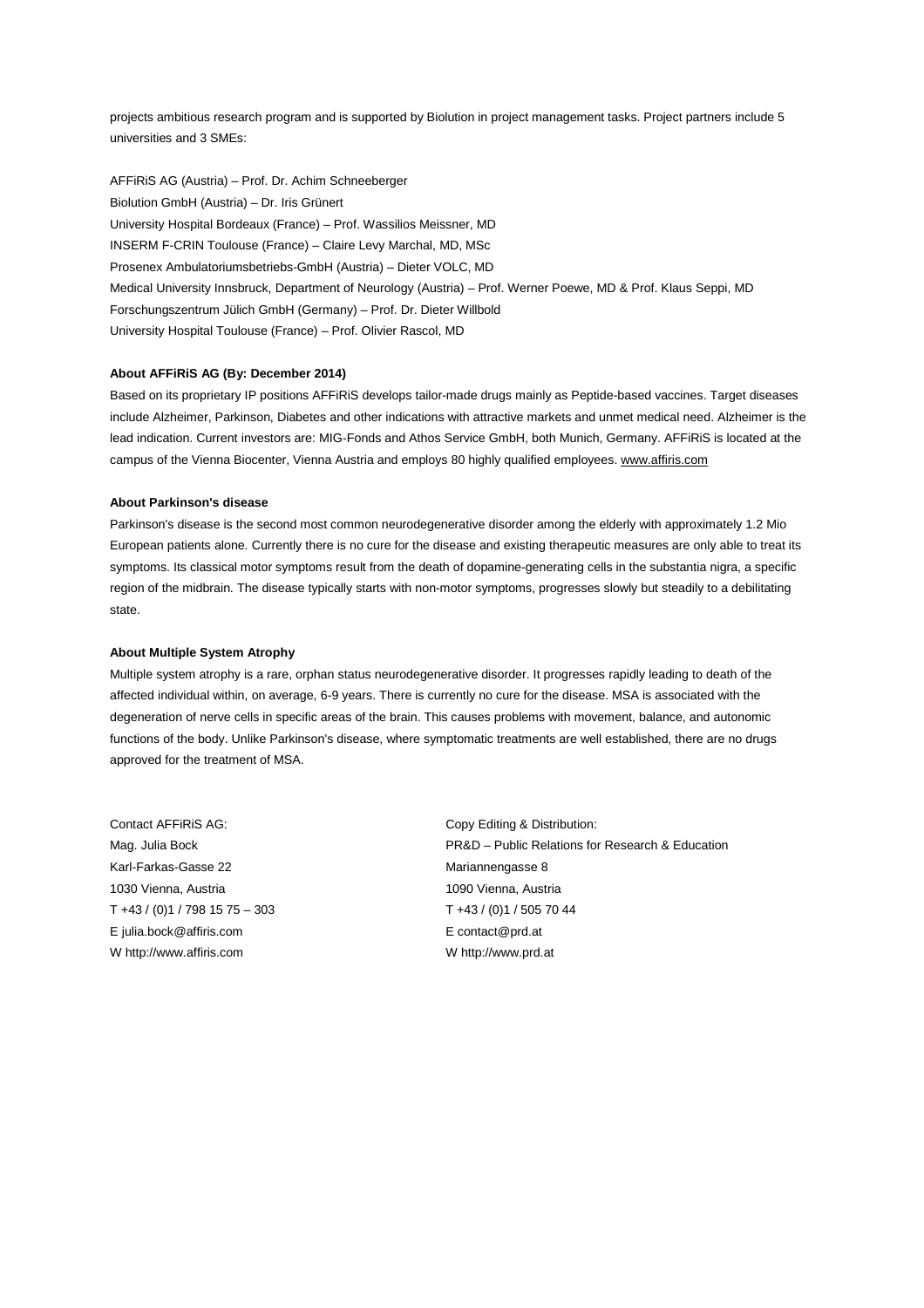projects ambitious research program and is supported by Biolution in project management tasks. Project partners include 5 universities and 3 SMEs:

AFFiRiS AG (Austria) – Prof. Dr. Achim Schneeberger
Biolution GmbH (Austria) – Dr. Iris Grünert
University Hospital Bordeaux (France) – Prof. Wassilios Meissner, MD
INSERM F-CRIN Toulouse (France) – Claire Levy Marchal, MD, MSc
Prosenex Ambulatoriumsbetriebs-GmbH (Austria) – Dieter VOLC, MD
Medical University Innsbruck, Department of Neurology (Austria) – Prof. Werner Poewe, MD & Prof. Klaus Seppi, MD
Forschungszentrum Jülich GmbH (Germany) – Prof. Dr. Dieter Willbold
University Hospital Toulouse (France) – Prof. Olivier Rascol, MD

**About AFFiRiS AG (By: December 2014)**

Based on its proprietary IP positions AFFiRiS develops tailor-made drugs mainly as Peptide-based vaccines. Target diseases include Alzheimer, Parkinson, Diabetes and other indications with attractive markets and unmet medical need. Alzheimer is the lead indication. Current investors are: MIG-Fonds and Athos Service GmbH, both Munich, Germany. AFFiRiS is located at the campus of the Vienna Biocenter, Vienna Austria and employs 80 highly qualified employees. www.affiris.com

**About Parkinson's disease**

Parkinson's disease is the second most common neurodegenerative disorder among the elderly with approximately 1.2 Mio European patients alone. Currently there is no cure for the disease and existing therapeutic measures are only able to treat its symptoms. Its classical motor symptoms result from the death of dopamine-generating cells in the substantia nigra, a specific region of the midbrain. The disease typically starts with non-motor symptoms, progresses slowly but steadily to a debilitating state.

**About Multiple System Atrophy**

Multiple system atrophy is a rare, orphan status neurodegenerative disorder. It progresses rapidly leading to death of the affected individual within, on average, 6-9 years. There is currently no cure for the disease. MSA is associated with the degeneration of nerve cells in specific areas of the brain. This causes problems with movement, balance, and autonomic functions of the body. Unlike Parkinson's disease, where symptomatic treatments are well established, there are no drugs approved for the treatment of MSA.

Contact AFFiRiS AG:
Mag. Julia Bock
Karl-Farkas-Gasse 22
1030 Vienna, Austria
T +43 / (0)1 / 798 15 75 – 303
E julia.bock@affiris.com
W http://www.affiris.com

Copy Editing & Distribution:
PR&D – Public Relations for Research & Education
Mariannengasse 8
1090 Vienna, Austria
T +43 / (0)1 / 505 70 44
E contact@prd.at
W http://www.prd.at